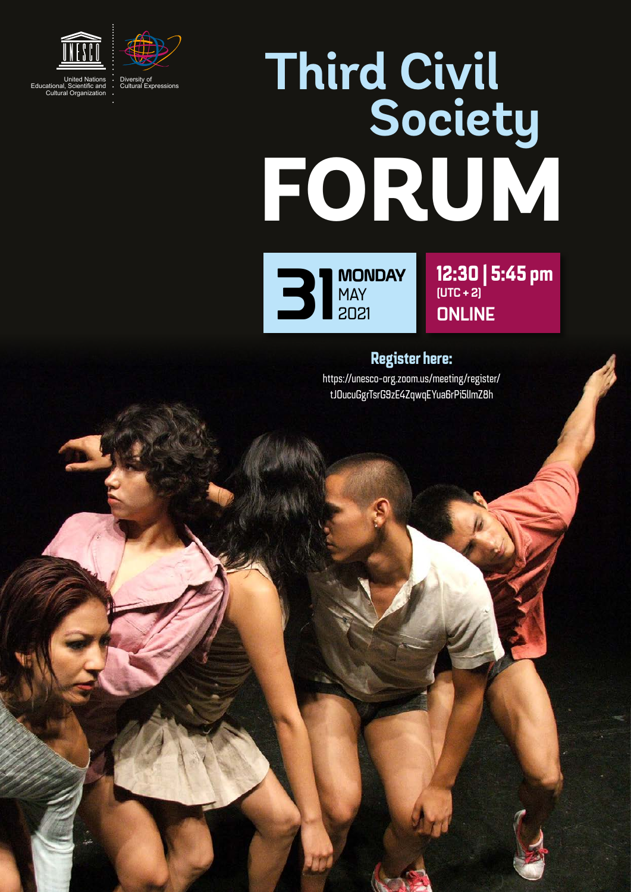United Nations Educational, Scientific and Cultural Organization

Diversity of Cultural Expressions

# Third Civil Society FORUM

**31** **MONDAY** MAY 2021

**12:30 | 5:45 pm** (UTC + 2) **ONLINE**

## Register here:

https://unesco-org.zoom.us/meeting/register/tJOucuGgrTsrG9zE4ZqwqEYua6rPi5llmZ8h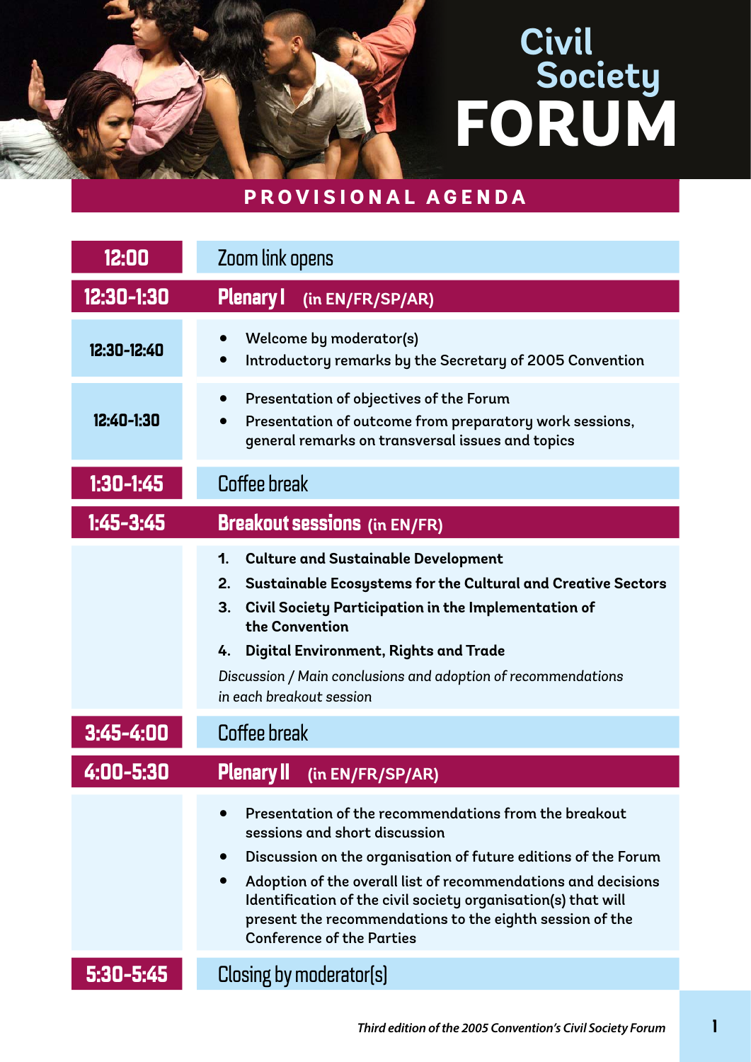# Civil Society FORUM

## PROVISIONAL AGENDA

| | |
|---|---|
| **12:00** | Zoom link opens |
| **12:30-1:30** | **Plenary I** (in EN/FR/SP/AR) |
| **12:30-12:40** | • Welcome by moderator(s)<br>• Introductory remarks by the Secretary of 2005 Convention |
| **12:40-1:30** | • Presentation of objectives of the Forum<br>• Presentation of outcome from preparatory work sessions, general remarks on transversal issues and topics |
| **1:30-1:45** | Coffee break |
| **1:45-3:45** | **Breakout sessions** (in EN/FR) |
| | 1. **Culture and Sustainable Development**<br>2. **Sustainable Ecosystems for the Cultural and Creative Sectors**<br>3. **Civil Society Participation in the Implementation of the Convention**<br>4. **Digital Environment, Rights and Trade**<br>*Discussion / Main conclusions and adoption of recommendations in each breakout session* |
| **3:45-4:00** | Coffee break |
| **4:00-5:30** | **Plenary II** (in EN/FR/SP/AR) |
| | • Presentation of the recommendations from the breakout sessions and short discussion<br>• Discussion on the organisation of future editions of the Forum<br>• Adoption of the overall list of recommendations and decisions Identification of the civil society organisation(s) that will present the recommendations to the eighth session of the Conference of the Parties |
| **5:30-5:45** | Closing by moderator(s) |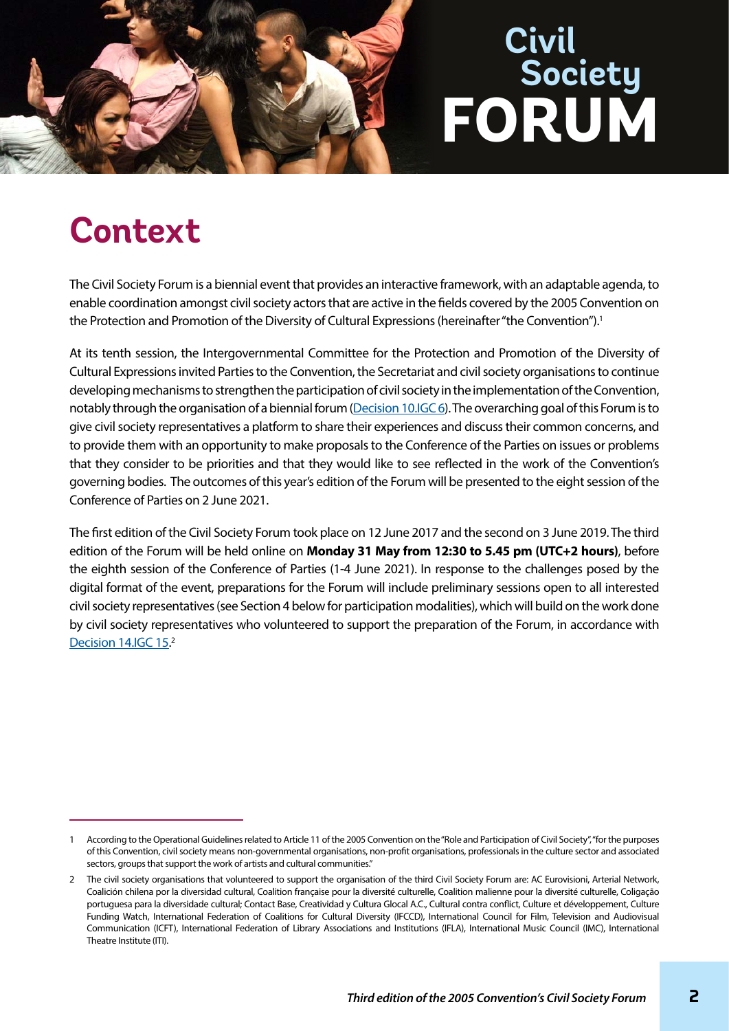# Civil Society FORUM

## Context

The Civil Society Forum is a biennial event that provides an interactive framework, with an adaptable agenda, to enable coordination amongst civil society actors that are active in the fields covered by the 2005 Convention on the Protection and Promotion of the Diversity of Cultural Expressions (hereinafter "the Convention").[1]

At its tenth session, the Intergovernmental Committee for the Protection and Promotion of the Diversity of Cultural Expressions invited Parties to the Convention, the Secretariat and civil society organisations to continue developing mechanisms to strengthen the participation of civil society in the implementation of the Convention, notably through the organisation of a biennial forum (Decision 10.IGC 6). The overarching goal of this Forum is to give civil society representatives a platform to share their experiences and discuss their common concerns, and to provide them with an opportunity to make proposals to the Conference of the Parties on issues or problems that they consider to be priorities and that they would like to see reflected in the work of the Convention's governing bodies. The outcomes of this year's edition of the Forum will be presented to the eight session of the Conference of Parties on 2 June 2021.

The first edition of the Civil Society Forum took place on 12 June 2017 and the second on 3 June 2019. The third edition of the Forum will be held online on **Monday 31 May from 12:30 to 5.45 pm (UTC+2 hours)**, before the eighth session of the Conference of Parties (1-4 June 2021). In response to the challenges posed by the digital format of the event, preparations for the Forum will include preliminary sessions open to all interested civil society representatives (see Section 4 below for participation modalities), which will build on the work done by civil society representatives who volunteered to support the preparation of the Forum, in accordance with Decision 14.IGC 15.[2]

---

1 According to the Operational Guidelines related to Article 11 of the 2005 Convention on the "Role and Participation of Civil Society", "for the purposes of this Convention, civil society means non-governmental organisations, non-profit organisations, professionals in the culture sector and associated sectors, groups that support the work of artists and cultural communities."

2 The civil society organisations that volunteered to support the organisation of the third Civil Society Forum are: AC Eurovisioni, Arterial Network, Coalición chilena por la diversidad cultural, Coalition française pour la diversité culturelle, Coalition malienne pour la diversité culturelle, Coligação portuguesa para la diversidade cultural; Contact Base, Creatividad y Cultura Glocal A.C., Cultural contra conflict, Culture et développement, Culture Funding Watch, International Federation of Coalitions for Cultural Diversity (IFCCD), International Council for Film, Television and Audiovisual Communication (ICFT), International Federation of Library Associations and Institutions (IFLA), International Music Council (IMC), International Theatre Institute (ITI).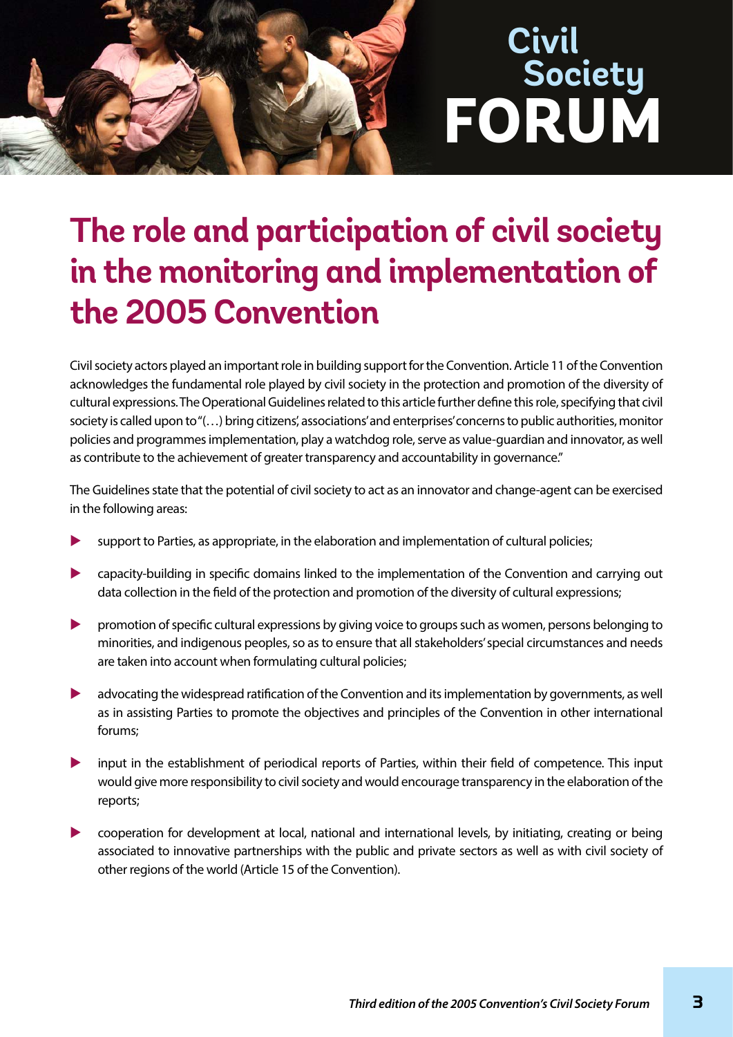Civil Society FORUM

# The role and participation of civil society in the monitoring and implementation of the 2005 Convention

Civil society actors played an important role in building support for the Convention. Article 11 of the Convention acknowledges the fundamental role played by civil society in the protection and promotion of the diversity of cultural expressions. The Operational Guidelines related to this article further define this role, specifying that civil society is called upon to "(…) bring citizens', associations' and enterprises' concerns to public authorities, monitor policies and programmes implementation, play a watchdog role, serve as value-guardian and innovator, as well as contribute to the achievement of greater transparency and accountability in governance."

The Guidelines state that the potential of civil society to act as an innovator and change-agent can be exercised in the following areas:

- support to Parties, as appropriate, in the elaboration and implementation of cultural policies;
- capacity-building in specific domains linked to the implementation of the Convention and carrying out data collection in the field of the protection and promotion of the diversity of cultural expressions;
- promotion of specific cultural expressions by giving voice to groups such as women, persons belonging to minorities, and indigenous peoples, so as to ensure that all stakeholders' special circumstances and needs are taken into account when formulating cultural policies;
- advocating the widespread ratification of the Convention and its implementation by governments, as well as in assisting Parties to promote the objectives and principles of the Convention in other international forums;
- input in the establishment of periodical reports of Parties, within their field of competence. This input would give more responsibility to civil society and would encourage transparency in the elaboration of the reports;
- cooperation for development at local, national and international levels, by initiating, creating or being associated to innovative partnerships with the public and private sectors as well as with civil society of other regions of the world (Article 15 of the Convention).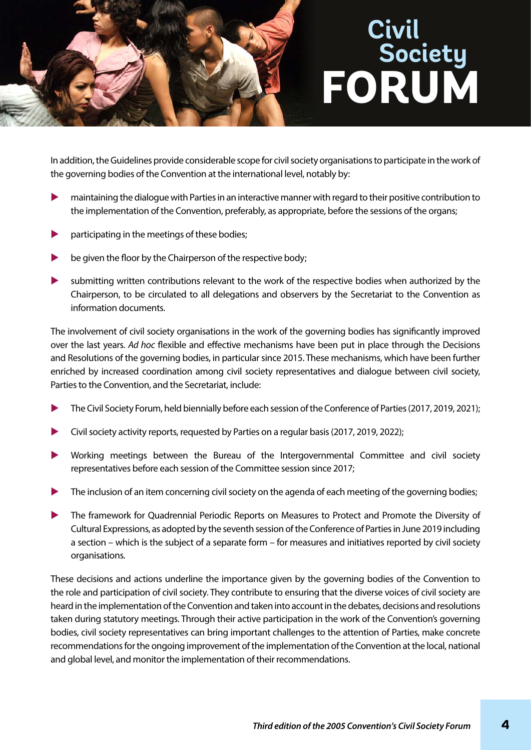# Civil Society FORUM

In addition, the Guidelines provide considerable scope for civil society organisations to participate in the work of the governing bodies of the Convention at the international level, notably by:

- maintaining the dialogue with Parties in an interactive manner with regard to their positive contribution to the implementation of the Convention, preferably, as appropriate, before the sessions of the organs;
- participating in the meetings of these bodies;
- be given the floor by the Chairperson of the respective body;
- submitting written contributions relevant to the work of the respective bodies when authorized by the Chairperson, to be circulated to all delegations and observers by the Secretariat to the Convention as information documents.

The involvement of civil society organisations in the work of the governing bodies has significantly improved over the last years. *Ad hoc* flexible and effective mechanisms have been put in place through the Decisions and Resolutions of the governing bodies, in particular since 2015. These mechanisms, which have been further enriched by increased coordination among civil society representatives and dialogue between civil society, Parties to the Convention, and the Secretariat, include:

- The Civil Society Forum, held biennially before each session of the Conference of Parties (2017, 2019, 2021);
- Civil society activity reports, requested by Parties on a regular basis (2017, 2019, 2022);
- Working meetings between the Bureau of the Intergovernmental Committee and civil society representatives before each session of the Committee session since 2017;
- The inclusion of an item concerning civil society on the agenda of each meeting of the governing bodies;
- The framework for Quadrennial Periodic Reports on Measures to Protect and Promote the Diversity of Cultural Expressions, as adopted by the seventh session of the Conference of Parties in June 2019 including a section – which is the subject of a separate form – for measures and initiatives reported by civil society organisations.

These decisions and actions underline the importance given by the governing bodies of the Convention to the role and participation of civil society. They contribute to ensuring that the diverse voices of civil society are heard in the implementation of the Convention and taken into account in the debates, decisions and resolutions taken during statutory meetings. Through their active participation in the work of the Convention's governing bodies, civil society representatives can bring important challenges to the attention of Parties, make concrete recommendations for the ongoing improvement of the implementation of the Convention at the local, national and global level, and monitor the implementation of their recommendations.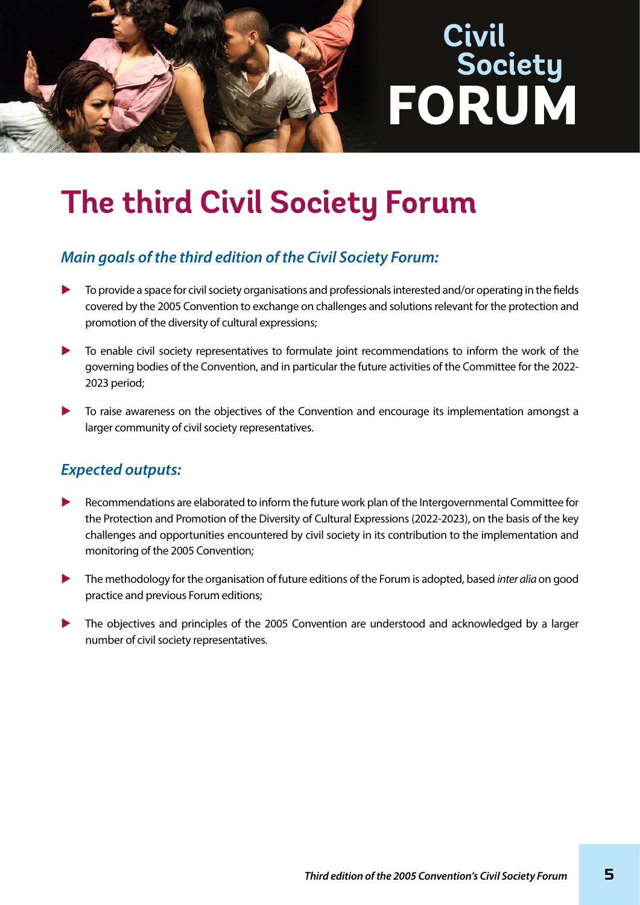# The third Civil Society Forum

### *Main goals of the third edition of the Civil Society Forum:*

- To provide a space for civil society organisations and professionals interested and/or operating in the fields covered by the 2005 Convention to exchange on challenges and solutions relevant for the protection and promotion of the diversity of cultural expressions;
- To enable civil society representatives to formulate joint recommendations to inform the work of the governing bodies of the Convention, and in particular the future activities of the Committee for the 2022-2023 period;
- To raise awareness on the objectives of the Convention and encourage its implementation amongst a larger community of civil society representatives.

### *Expected outputs:*

- Recommendations are elaborated to inform the future work plan of the Intergovernmental Committee for the Protection and Promotion of the Diversity of Cultural Expressions (2022-2023), on the basis of the key challenges and opportunities encountered by civil society in its contribution to the implementation and monitoring of the 2005 Convention;
- The methodology for the organisation of future editions of the Forum is adopted, based *inter alia* on good practice and previous Forum editions;
- The objectives and principles of the 2005 Convention are understood and acknowledged by a larger number of civil society representatives.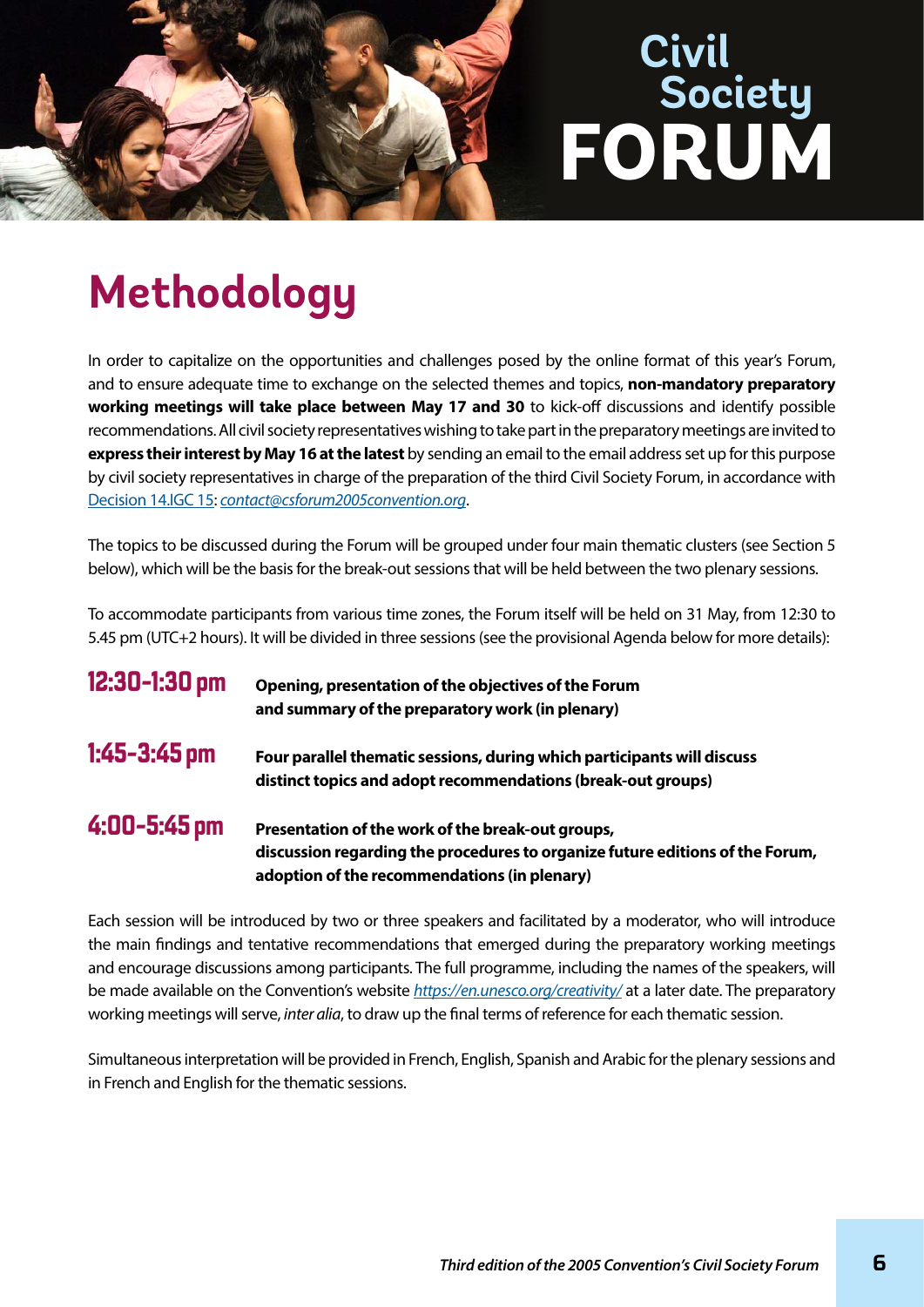# Methodology

In order to capitalize on the opportunities and challenges posed by the online format of this year's Forum, and to ensure adequate time to exchange on the selected themes and topics, **non-mandatory preparatory working meetings will take place between May 17 and 30** to kick-off discussions and identify possible recommendations. All civil society representatives wishing to take part in the preparatory meetings are invited to **express their interest by May 16 at the latest** by sending an email to the email address set up for this purpose by civil society representatives in charge of the preparation of the third Civil Society Forum, in accordance with Decision 14.IGC 15: *contact@csforum2005convention.org*.

The topics to be discussed during the Forum will be grouped under four main thematic clusters (see Section 5 below), which will be the basis for the break-out sessions that will be held between the two plenary sessions.

To accommodate participants from various time zones, the Forum itself will be held on 31 May, from 12:30 to 5.45 pm (UTC+2 hours). It will be divided in three sessions (see the provisional Agenda below for more details):

| | |
|---|---|
| **12:30-1:30 pm** | **Opening, presentation of the objectives of the Forum and summary of the preparatory work (in plenary)** |
| **1:45-3:45 pm** | **Four parallel thematic sessions, during which participants will discuss distinct topics and adopt recommendations (break-out groups)** |
| **4:00-5:45 pm** | **Presentation of the work of the break-out groups, discussion regarding the procedures to organize future editions of the Forum, adoption of the recommendations (in plenary)** |

Each session will be introduced by two or three speakers and facilitated by a moderator, who will introduce the main findings and tentative recommendations that emerged during the preparatory working meetings and encourage discussions among participants. The full programme, including the names of the speakers, will be made available on the Convention's website *https://en.unesco.org/creativity/* at a later date. The preparatory working meetings will serve, *inter alia*, to draw up the final terms of reference for each thematic session.

Simultaneous interpretation will be provided in French, English, Spanish and Arabic for the plenary sessions and in French and English for the thematic sessions.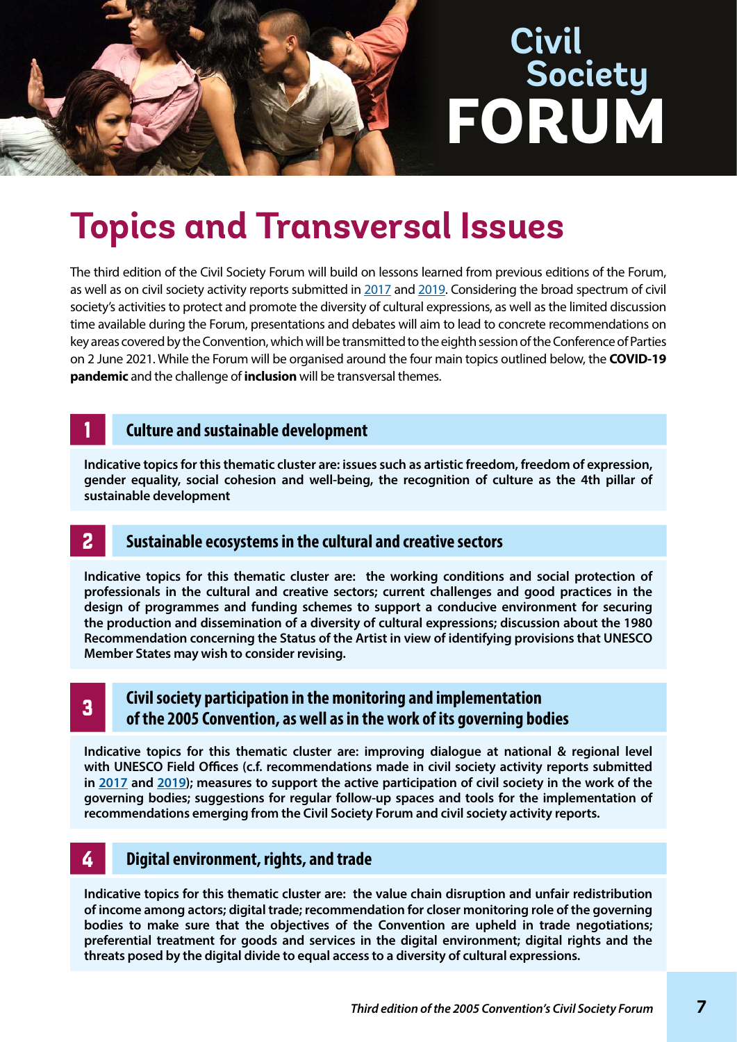# Civil Society FORUM

## Topics and Transversal Issues

The third edition of the Civil Society Forum will build on lessons learned from previous editions of the Forum, as well as on civil society activity reports submitted in 2017 and 2019. Considering the broad spectrum of civil society's activities to protect and promote the diversity of cultural expressions, as well as the limited discussion time available during the Forum, presentations and debates will aim to lead to concrete recommendations on key areas covered by the Convention, which will be transmitted to the eighth session of the Conference of Parties on 2 June 2021. While the Forum will be organised around the four main topics outlined below, the **COVID-19 pandemic** and the challenge of **inclusion** will be transversal themes.

### 1 Culture and sustainable development

**Indicative topics for this thematic cluster are: issues such as artistic freedom, freedom of expression, gender equality, social cohesion and well-being, the recognition of culture as the 4th pillar of sustainable development**

### 2 Sustainable ecosystems in the cultural and creative sectors

**Indicative topics for this thematic cluster are: the working conditions and social protection of professionals in the cultural and creative sectors; current challenges and good practices in the design of programmes and funding schemes to support a conducive environment for securing the production and dissemination of a diversity of cultural expressions; discussion about the 1980 Recommendation concerning the Status of the Artist in view of identifying provisions that UNESCO Member States may wish to consider revising.**

### 3 Civil society participation in the monitoring and implementation of the 2005 Convention, as well as in the work of its governing bodies

**Indicative topics for this thematic cluster are: improving dialogue at national & regional level with UNESCO Field Offices (c.f. recommendations made in civil society activity reports submitted in 2017 and 2019); measures to support the active participation of civil society in the work of the governing bodies; suggestions for regular follow-up spaces and tools for the implementation of recommendations emerging from the Civil Society Forum and civil society activity reports.**

### 4 Digital environment, rights, and trade

**Indicative topics for this thematic cluster are: the value chain disruption and unfair redistribution of income among actors; digital trade; recommendation for closer monitoring role of the governing bodies to make sure that the objectives of the Convention are upheld in trade negotiations; preferential treatment for goods and services in the digital environment; digital rights and the threats posed by the digital divide to equal access to a diversity of cultural expressions.**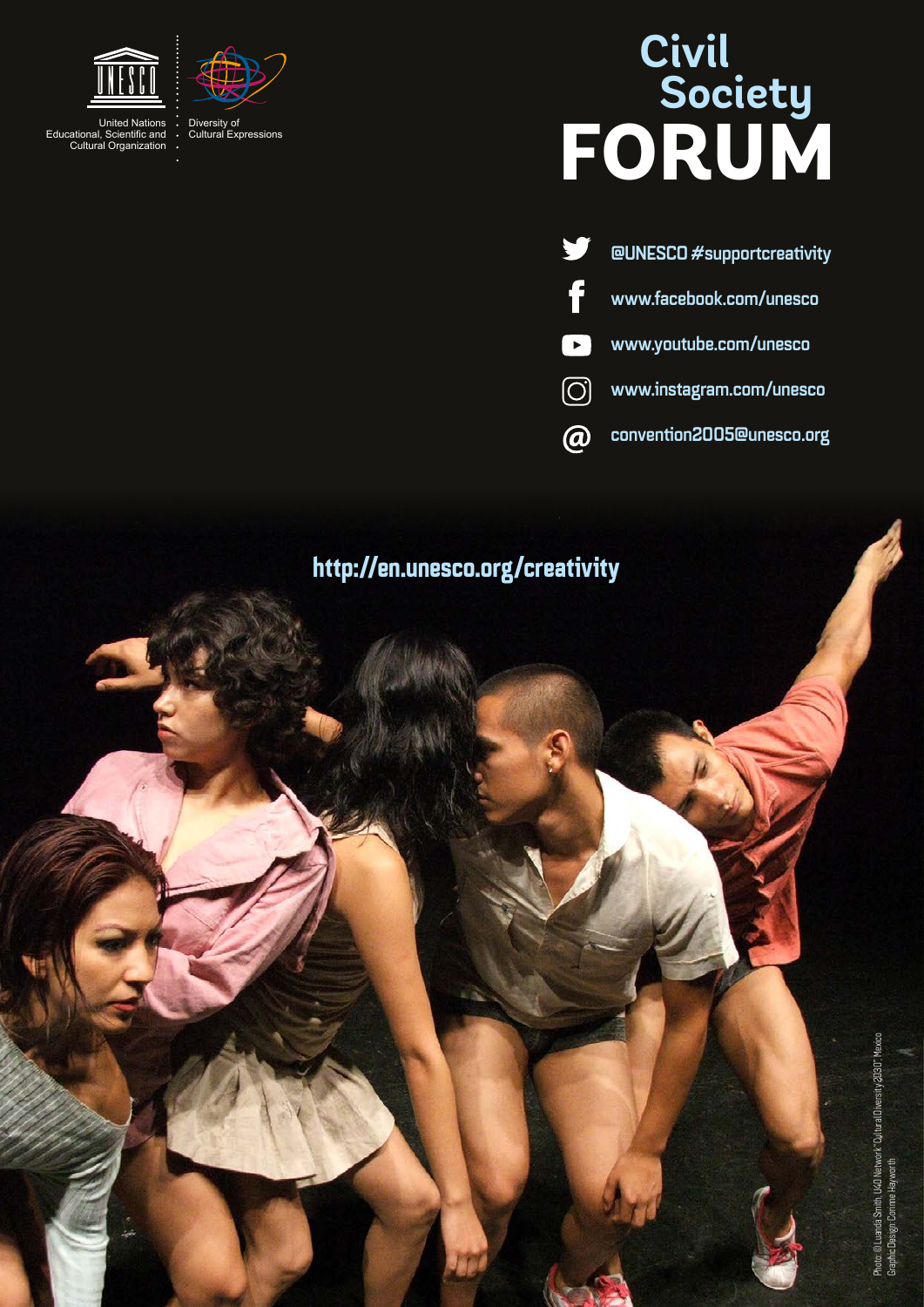United Nations Educational, Scientific and Cultural Organization

Diversity of Cultural Expressions

# Civil Society FORUM

@UNESCO #supportcreativity

www.facebook.com/unesco

www.youtube.com/unesco

www.instagram.com/unesco

convention2005@unesco.org

http://en.unesco.org/creativity

Photo: © Luanda Smith, U40 Network "Cultural Diversity 2030", Mexico
Graphic Design: Corinne Hayworth